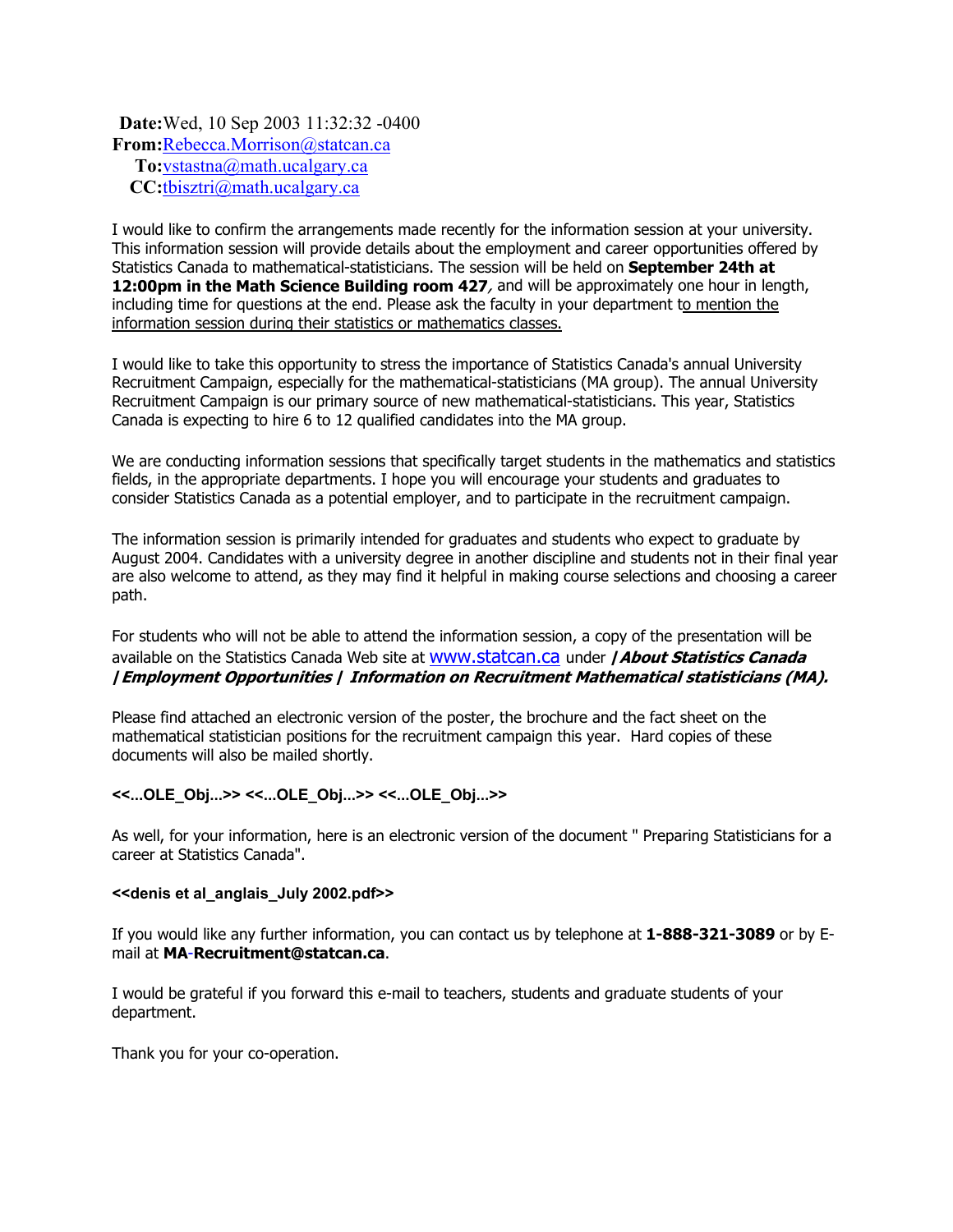**Date:** Wed, 10 Sep 2003 11:32:32 -0400
**From:** Rebecca.Morrison@statcan.ca
**To:** vstastna@math.ucalgary.ca
**CC:** tbisztri@math.ucalgary.ca

I would like to confirm the arrangements made recently for the information session at your university. This information session will provide details about the employment and career opportunities offered by Statistics Canada to mathematical-statisticians. The session will be held on **September 24th at 12:00pm in the Math Science Building room 427**, and will be approximately one hour in length, including time for questions at the end. Please ask the faculty in your department to mention the information session during their statistics or mathematics classes.

I would like to take this opportunity to stress the importance of Statistics Canada's annual University Recruitment Campaign, especially for the mathematical-statisticians (MA group). The annual University Recruitment Campaign is our primary source of new mathematical-statisticians. This year, Statistics Canada is expecting to hire 6 to 12 qualified candidates into the MA group.

We are conducting information sessions that specifically target students in the mathematics and statistics fields, in the appropriate departments. I hope you will encourage your students and graduates to consider Statistics Canada as a potential employer, and to participate in the recruitment campaign.

The information session is primarily intended for graduates and students who expect to graduate by August 2004. Candidates with a university degree in another discipline and students not in their final year are also welcome to attend, as they may find it helpful in making course selections and choosing a career path.

For students who will not be able to attend the information session, a copy of the presentation will be available on the Statistics Canada Web site at www.statcan.ca under ***| About Statistics Canada | Employment Opportunities | Information on Recruitment Mathematical statisticians (MA).***

Please find attached an electronic version of the poster, the brochure and the fact sheet on the mathematical statistician positions for the recruitment campaign this year. Hard copies of these documents will also be mailed shortly.

**<<...OLE_Obj...>> <<...OLE_Obj...>> <<...OLE_Obj...>>**

As well, for your information, here is an electronic version of the document " Preparing Statisticians for a career at Statistics Canada".

**<<denis et al_anglais_July 2002.pdf>>**

If you would like any further information, you can contact us by telephone at **1-888-321-3089** or by E-mail at **MA-Recruitment@statcan.ca**.

I would be grateful if you forward this e-mail to teachers, students and graduate students of your department.

Thank you for your co-operation.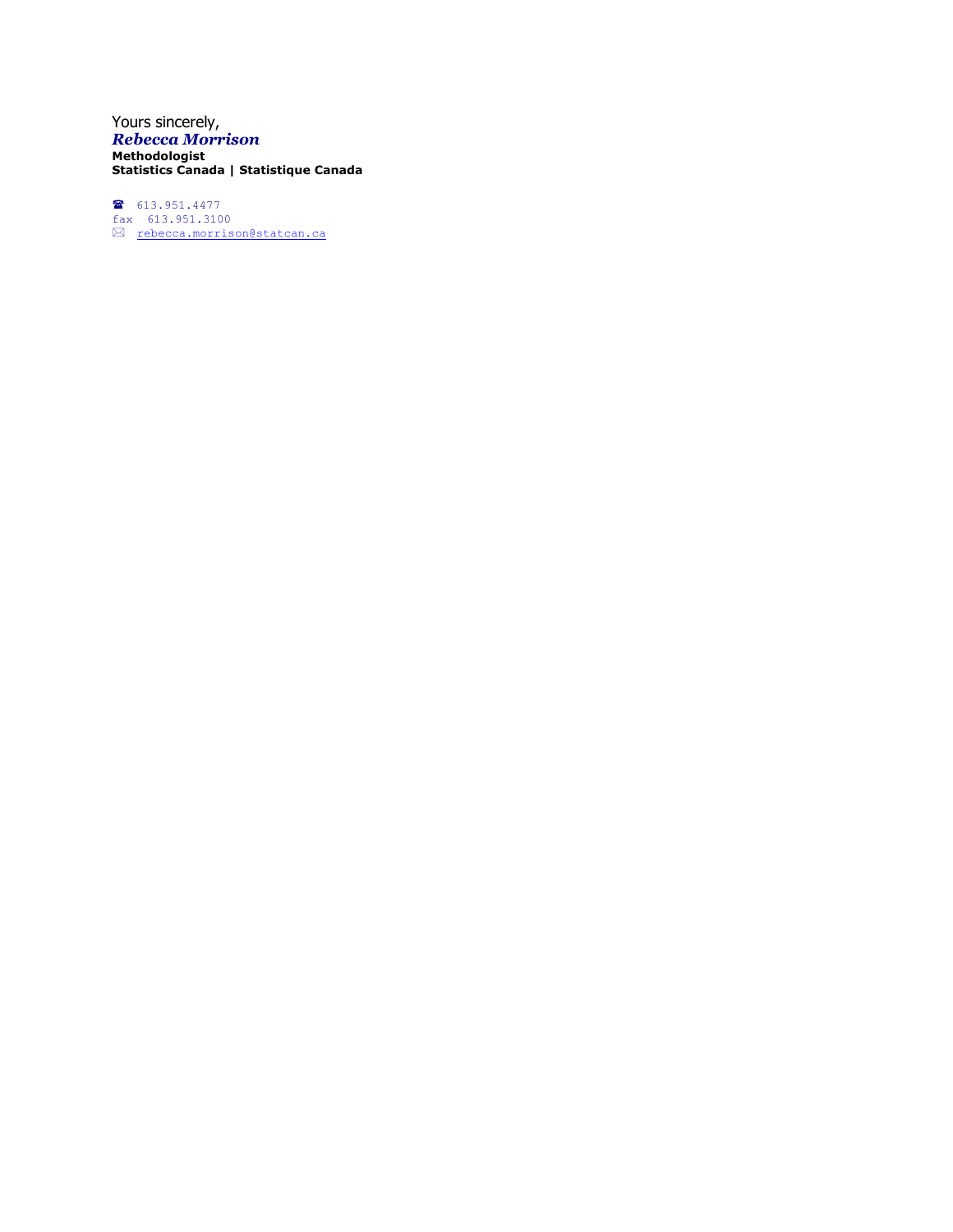Yours sincerely,
***Rebecca Morrison***
**Methodologist**
**Statistics Canada | Statistique Canada**

☎ 613.951.4477
fax 613.951.3100
✉ rebecca.morrison@statcan.ca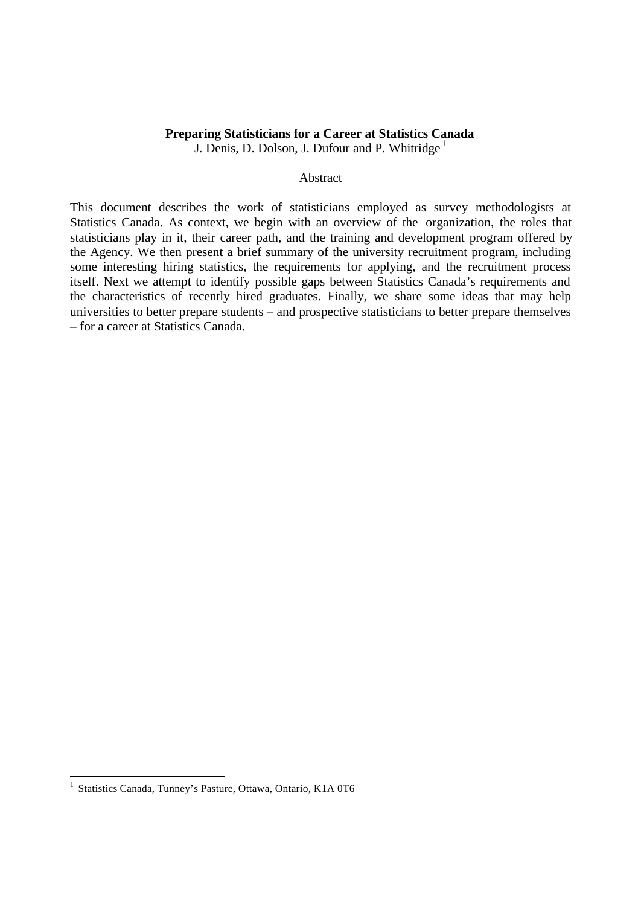**Preparing Statisticians for a Career at Statistics Canada**

J. Denis, D. Dolson, J. Dufour and P. Whitridge [1]

Abstract

This document describes the work of statisticians employed as survey methodologists at Statistics Canada. As context, we begin with an overview of the organization, the roles that statisticians play in it, their career path, and the training and development program offered by the Agency. We then present a brief summary of the university recruitment program, including some interesting hiring statistics, the requirements for applying, and the recruitment process itself. Next we attempt to identify possible gaps between Statistics Canada's requirements and the characteristics of recently hired graduates. Finally, we share some ideas that may help universities to better prepare students – and prospective statisticians to better prepare themselves – for a career at Statistics Canada.

[1] Statistics Canada, Tunney's Pasture, Ottawa, Ontario, K1A 0T6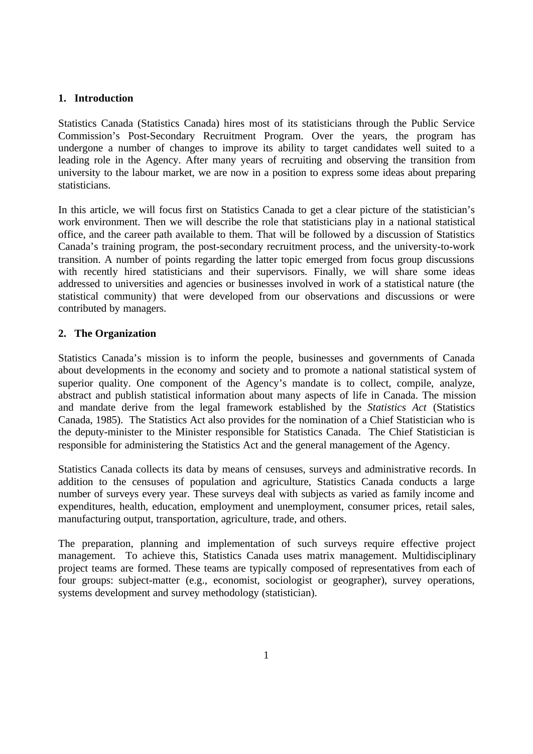## 1. Introduction

Statistics Canada (Statistics Canada) hires most of its statisticians through the Public Service Commission's Post-Secondary Recruitment Program. Over the years, the program has undergone a number of changes to improve its ability to target candidates well suited to a leading role in the Agency. After many years of recruiting and observing the transition from university to the labour market, we are now in a position to express some ideas about preparing statisticians.

In this article, we will focus first on Statistics Canada to get a clear picture of the statistician's work environment. Then we will describe the role that statisticians play in a national statistical office, and the career path available to them. That will be followed by a discussion of Statistics Canada's training program, the post-secondary recruitment process, and the university-to-work transition. A number of points regarding the latter topic emerged from focus group discussions with recently hired statisticians and their supervisors. Finally, we will share some ideas addressed to universities and agencies or businesses involved in work of a statistical nature (the statistical community) that were developed from our observations and discussions or were contributed by managers.

## 2. The Organization

Statistics Canada's mission is to inform the people, businesses and governments of Canada about developments in the economy and society and to promote a national statistical system of superior quality. One component of the Agency's mandate is to collect, compile, analyze, abstract and publish statistical information about many aspects of life in Canada. The mission and mandate derive from the legal framework established by the *Statistics Act* (Statistics Canada, 1985). The Statistics Act also provides for the nomination of a Chief Statistician who is the deputy-minister to the Minister responsible for Statistics Canada. The Chief Statistician is responsible for administering the Statistics Act and the general management of the Agency.

Statistics Canada collects its data by means of censuses, surveys and administrative records. In addition to the censuses of population and agriculture, Statistics Canada conducts a large number of surveys every year. These surveys deal with subjects as varied as family income and expenditures, health, education, employment and unemployment, consumer prices, retail sales, manufacturing output, transportation, agriculture, trade, and others.

The preparation, planning and implementation of such surveys require effective project management. To achieve this, Statistics Canada uses matrix management. Multidisciplinary project teams are formed. These teams are typically composed of representatives from each of four groups: subject-matter (e.g., economist, sociologist or geographer), survey operations, systems development and survey methodology (statistician).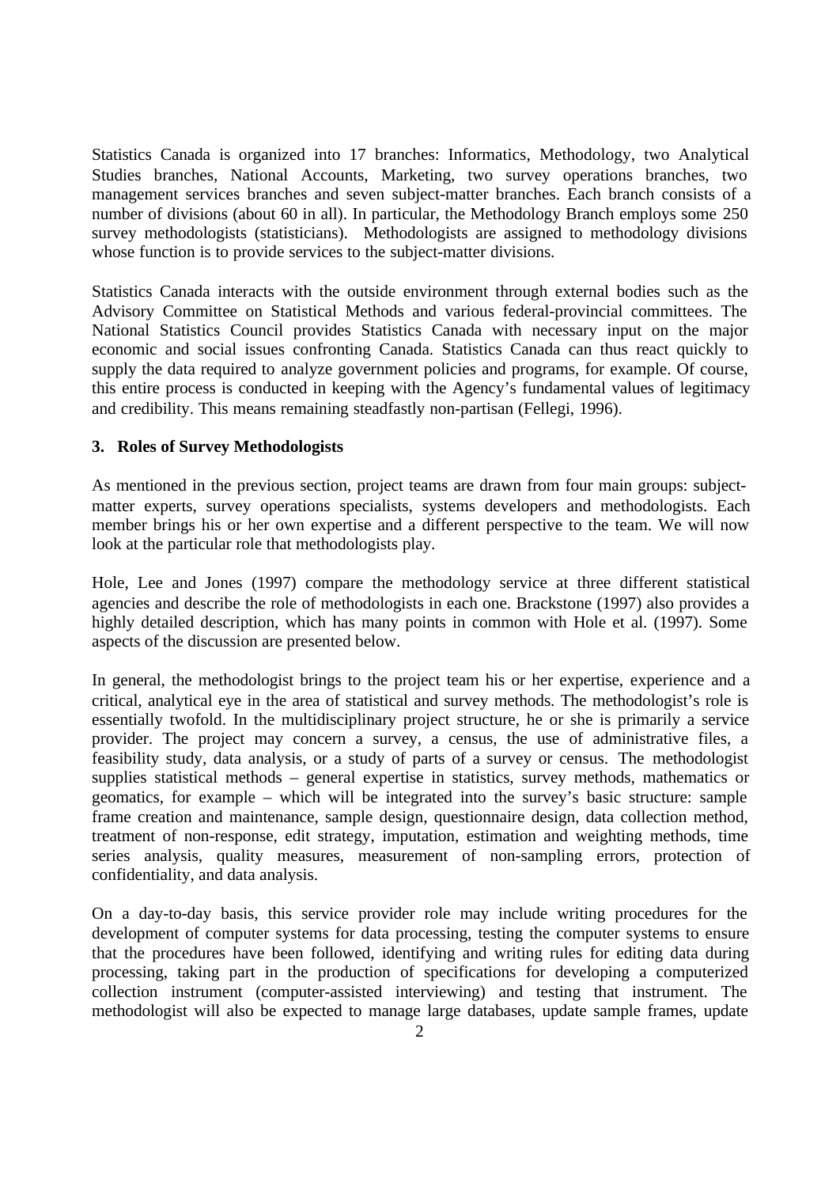Statistics Canada is organized into 17 branches: Informatics, Methodology, two Analytical Studies branches, National Accounts, Marketing, two survey operations branches, two management services branches and seven subject-matter branches. Each branch consists of a number of divisions (about 60 in all). In particular, the Methodology Branch employs some 250 survey methodologists (statisticians). Methodologists are assigned to methodology divisions whose function is to provide services to the subject-matter divisions.

Statistics Canada interacts with the outside environment through external bodies such as the Advisory Committee on Statistical Methods and various federal-provincial committees. The National Statistics Council provides Statistics Canada with necessary input on the major economic and social issues confronting Canada. Statistics Canada can thus react quickly to supply the data required to analyze government policies and programs, for example. Of course, this entire process is conducted in keeping with the Agency's fundamental values of legitimacy and credibility. This means remaining steadfastly non-partisan (Fellegi, 1996).

## 3. Roles of Survey Methodologists

As mentioned in the previous section, project teams are drawn from four main groups: subject-matter experts, survey operations specialists, systems developers and methodologists. Each member brings his or her own expertise and a different perspective to the team. We will now look at the particular role that methodologists play.

Hole, Lee and Jones (1997) compare the methodology service at three different statistical agencies and describe the role of methodologists in each one. Brackstone (1997) also provides a highly detailed description, which has many points in common with Hole et al. (1997). Some aspects of the discussion are presented below.

In general, the methodologist brings to the project team his or her expertise, experience and a critical, analytical eye in the area of statistical and survey methods. The methodologist's role is essentially twofold. In the multidisciplinary project structure, he or she is primarily a service provider. The project may concern a survey, a census, the use of administrative files, a feasibility study, data analysis, or a study of parts of a survey or census. The methodologist supplies statistical methods – general expertise in statistics, survey methods, mathematics or geomatics, for example – which will be integrated into the survey's basic structure: sample frame creation and maintenance, sample design, questionnaire design, data collection method, treatment of non-response, edit strategy, imputation, estimation and weighting methods, time series analysis, quality measures, measurement of non-sampling errors, protection of confidentiality, and data analysis.

On a day-to-day basis, this service provider role may include writing procedures for the development of computer systems for data processing, testing the computer systems to ensure that the procedures have been followed, identifying and writing rules for editing data during processing, taking part in the production of specifications for developing a computerized collection instrument (computer-assisted interviewing) and testing that instrument. The methodologist will also be expected to manage large databases, update sample frames, update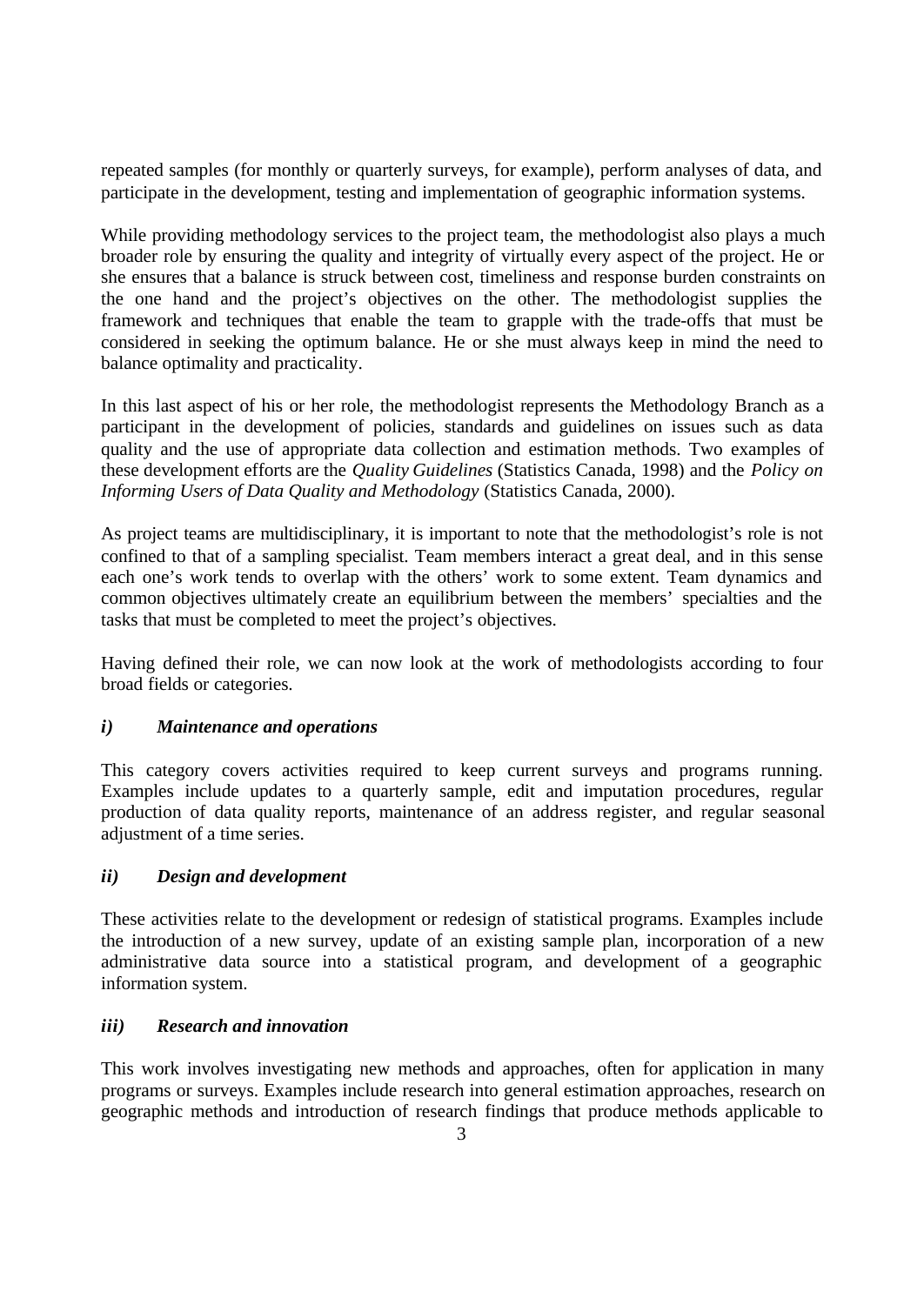repeated samples (for monthly or quarterly surveys, for example), perform analyses of data, and participate in the development, testing and implementation of geographic information systems.

While providing methodology services to the project team, the methodologist also plays a much broader role by ensuring the quality and integrity of virtually every aspect of the project. He or she ensures that a balance is struck between cost, timeliness and response burden constraints on the one hand and the project's objectives on the other. The methodologist supplies the framework and techniques that enable the team to grapple with the trade-offs that must be considered in seeking the optimum balance. He or she must always keep in mind the need to balance optimality and practicality.

In this last aspect of his or her role, the methodologist represents the Methodology Branch as a participant in the development of policies, standards and guidelines on issues such as data quality and the use of appropriate data collection and estimation methods. Two examples of these development efforts are the *Quality Guidelines* (Statistics Canada, 1998) and the *Policy on Informing Users of Data Quality and Methodology* (Statistics Canada, 2000).

As project teams are multidisciplinary, it is important to note that the methodologist's role is not confined to that of a sampling specialist. Team members interact a great deal, and in this sense each one's work tends to overlap with the others' work to some extent. Team dynamics and common objectives ultimately create an equilibrium between the members' specialties and the tasks that must be completed to meet the project's objectives.

Having defined their role, we can now look at the work of methodologists according to four broad fields or categories.

#### *i) Maintenance and operations*

This category covers activities required to keep current surveys and programs running. Examples include updates to a quarterly sample, edit and imputation procedures, regular production of data quality reports, maintenance of an address register, and regular seasonal adjustment of a time series.

#### *ii) Design and development*

These activities relate to the development or redesign of statistical programs. Examples include the introduction of a new survey, update of an existing sample plan, incorporation of a new administrative data source into a statistical program, and development of a geographic information system.

#### *iii) Research and innovation*

This work involves investigating new methods and approaches, often for application in many programs or surveys. Examples include research into general estimation approaches, research on geographic methods and introduction of research findings that produce methods applicable to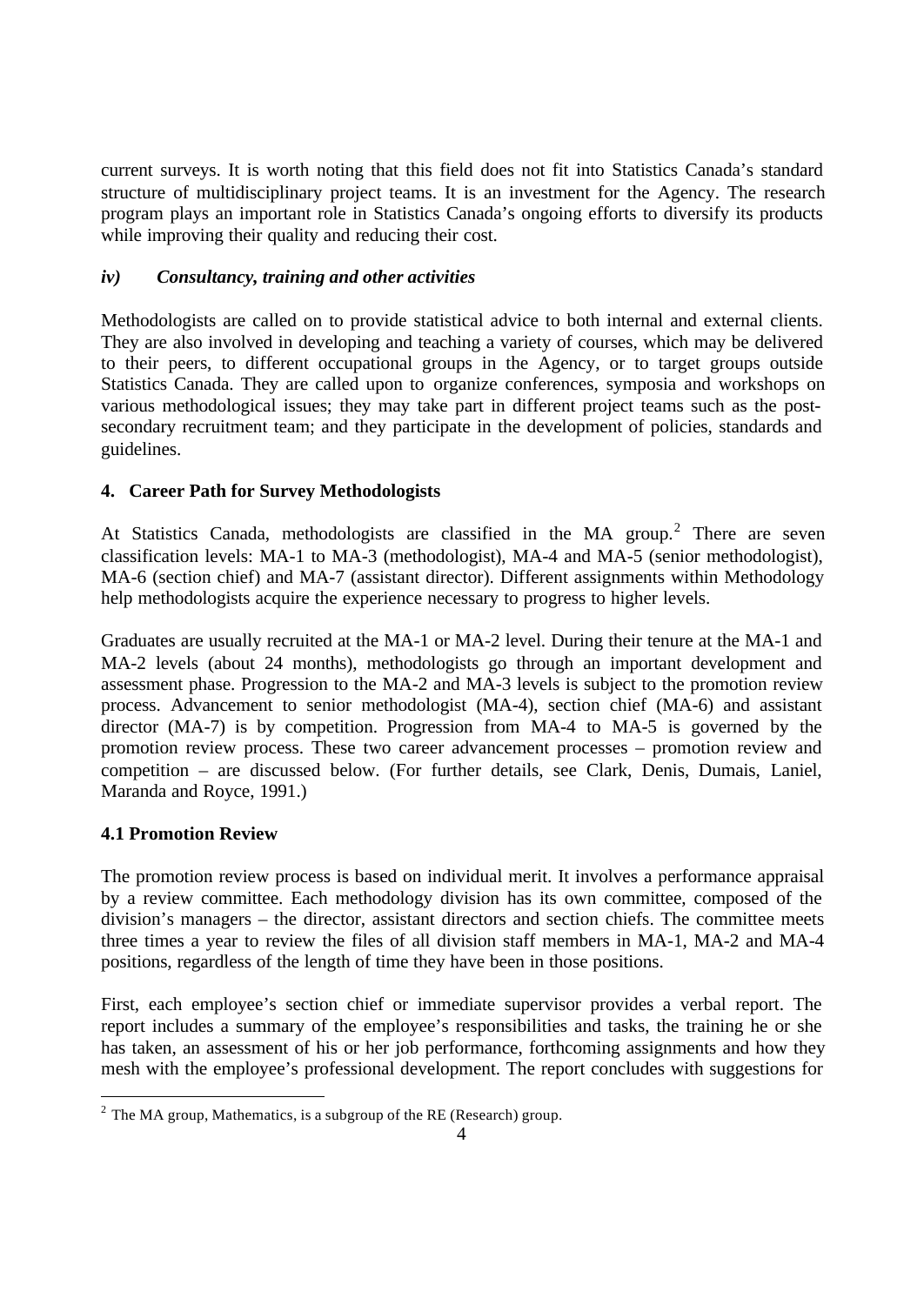current surveys. It is worth noting that this field does not fit into Statistics Canada's standard structure of multidisciplinary project teams. It is an investment for the Agency. The research program plays an important role in Statistics Canada's ongoing efforts to diversify its products while improving their quality and reducing their cost.

### *iv) Consultancy, training and other activities*

Methodologists are called on to provide statistical advice to both internal and external clients. They are also involved in developing and teaching a variety of courses, which may be delivered to their peers, to different occupational groups in the Agency, or to target groups outside Statistics Canada. They are called upon to organize conferences, symposia and workshops on various methodological issues; they may take part in different project teams such as the post-secondary recruitment team; and they participate in the development of policies, standards and guidelines.

## 4. Career Path for Survey Methodologists

At Statistics Canada, methodologists are classified in the MA group.[2] There are seven classification levels: MA-1 to MA-3 (methodologist), MA-4 and MA-5 (senior methodologist), MA-6 (section chief) and MA-7 (assistant director). Different assignments within Methodology help methodologists acquire the experience necessary to progress to higher levels.

Graduates are usually recruited at the MA-1 or MA-2 level. During their tenure at the MA-1 and MA-2 levels (about 24 months), methodologists go through an important development and assessment phase. Progression to the MA-2 and MA-3 levels is subject to the promotion review process. Advancement to senior methodologist (MA-4), section chief (MA-6) and assistant director (MA-7) is by competition. Progression from MA-4 to MA-5 is governed by the promotion review process. These two career advancement processes – promotion review and competition – are discussed below. (For further details, see Clark, Denis, Dumais, Laniel, Maranda and Royce, 1991.)

### 4.1 Promotion Review

The promotion review process is based on individual merit. It involves a performance appraisal by a review committee. Each methodology division has its own committee, composed of the division's managers – the director, assistant directors and section chiefs. The committee meets three times a year to review the files of all division staff members in MA-1, MA-2 and MA-4 positions, regardless of the length of time they have been in those positions.

First, each employee's section chief or immediate supervisor provides a verbal report. The report includes a summary of the employee's responsibilities and tasks, the training he or she has taken, an assessment of his or her job performance, forthcoming assignments and how they mesh with the employee's professional development. The report concludes with suggestions for

---

[2] The MA group, Mathematics, is a subgroup of the RE (Research) group.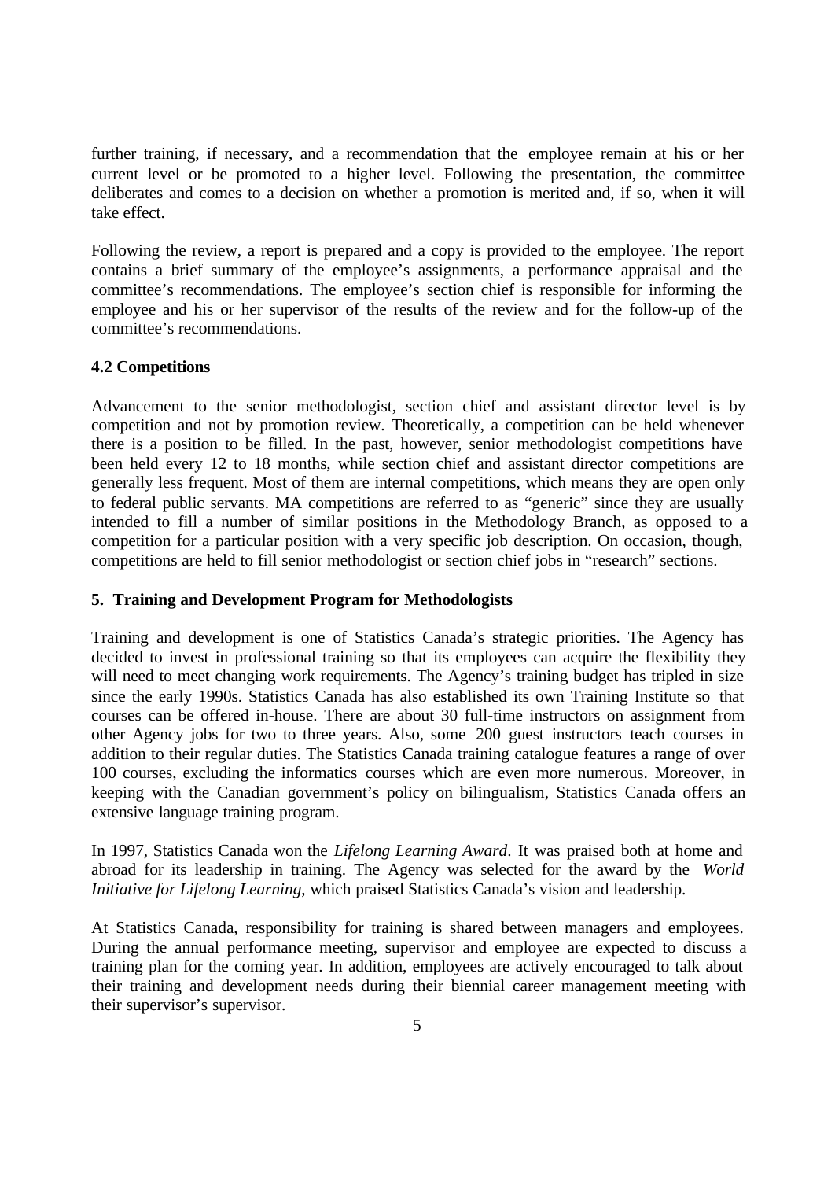further training, if necessary, and a recommendation that the employee remain at his or her current level or be promoted to a higher level. Following the presentation, the committee deliberates and comes to a decision on whether a promotion is merited and, if so, when it will take effect.

Following the review, a report is prepared and a copy is provided to the employee. The report contains a brief summary of the employee's assignments, a performance appraisal and the committee's recommendations. The employee's section chief is responsible for informing the employee and his or her supervisor of the results of the review and for the follow-up of the committee's recommendations.

### 4.2 Competitions

Advancement to the senior methodologist, section chief and assistant director level is by competition and not by promotion review. Theoretically, a competition can be held whenever there is a position to be filled. In the past, however, senior methodologist competitions have been held every 12 to 18 months, while section chief and assistant director competitions are generally less frequent. Most of them are internal competitions, which means they are open only to federal public servants. MA competitions are referred to as "generic" since they are usually intended to fill a number of similar positions in the Methodology Branch, as opposed to a competition for a particular position with a very specific job description. On occasion, though, competitions are held to fill senior methodologist or section chief jobs in "research" sections.

## 5. Training and Development Program for Methodologists

Training and development is one of Statistics Canada's strategic priorities. The Agency has decided to invest in professional training so that its employees can acquire the flexibility they will need to meet changing work requirements. The Agency's training budget has tripled in size since the early 1990s. Statistics Canada has also established its own Training Institute so that courses can be offered in-house. There are about 30 full-time instructors on assignment from other Agency jobs for two to three years. Also, some 200 guest instructors teach courses in addition to their regular duties. The Statistics Canada training catalogue features a range of over 100 courses, excluding the informatics courses which are even more numerous. Moreover, in keeping with the Canadian government's policy on bilingualism, Statistics Canada offers an extensive language training program.

In 1997, Statistics Canada won the *Lifelong Learning Award*. It was praised both at home and abroad for its leadership in training. The Agency was selected for the award by the *World Initiative for Lifelong Learning*, which praised Statistics Canada's vision and leadership.

At Statistics Canada, responsibility for training is shared between managers and employees. During the annual performance meeting, supervisor and employee are expected to discuss a training plan for the coming year. In addition, employees are actively encouraged to talk about their training and development needs during their biennial career management meeting with their supervisor's supervisor.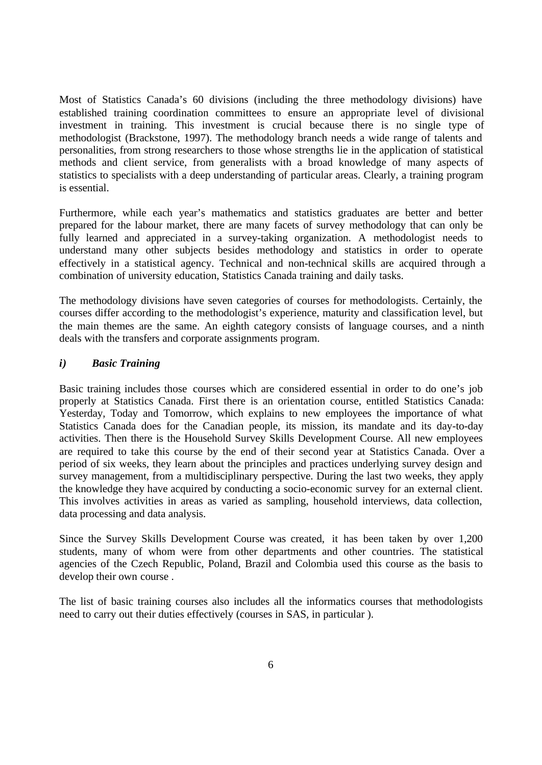Most of Statistics Canada's 60 divisions (including the three methodology divisions) have established training coordination committees to ensure an appropriate level of divisional investment in training. This investment is crucial because there is no single type of methodologist (Brackstone, 1997). The methodology branch needs a wide range of talents and personalities, from strong researchers to those whose strengths lie in the application of statistical methods and client service, from generalists with a broad knowledge of many aspects of statistics to specialists with a deep understanding of particular areas. Clearly, a training program is essential.

Furthermore, while each year's mathematics and statistics graduates are better and better prepared for the labour market, there are many facets of survey methodology that can only be fully learned and appreciated in a survey-taking organization. A methodologist needs to understand many other subjects besides methodology and statistics in order to operate effectively in a statistical agency. Technical and non-technical skills are acquired through a combination of university education, Statistics Canada training and daily tasks.

The methodology divisions have seven categories of courses for methodologists. Certainly, the courses differ according to the methodologist's experience, maturity and classification level, but the main themes are the same. An eighth category consists of language courses, and a ninth deals with the transfers and corporate assignments program.

### *i) Basic Training*

Basic training includes those courses which are considered essential in order to do one's job properly at Statistics Canada. First there is an orientation course, entitled Statistics Canada: Yesterday, Today and Tomorrow, which explains to new employees the importance of what Statistics Canada does for the Canadian people, its mission, its mandate and its day-to-day activities. Then there is the Household Survey Skills Development Course. All new employees are required to take this course by the end of their second year at Statistics Canada. Over a period of six weeks, they learn about the principles and practices underlying survey design and survey management, from a multidisciplinary perspective. During the last two weeks, they apply the knowledge they have acquired by conducting a socio-economic survey for an external client. This involves activities in areas as varied as sampling, household interviews, data collection, data processing and data analysis.

Since the Survey Skills Development Course was created, it has been taken by over 1,200 students, many of whom were from other departments and other countries. The statistical agencies of the Czech Republic, Poland, Brazil and Colombia used this course as the basis to develop their own course .

The list of basic training courses also includes all the informatics courses that methodologists need to carry out their duties effectively (courses in SAS, in particular ).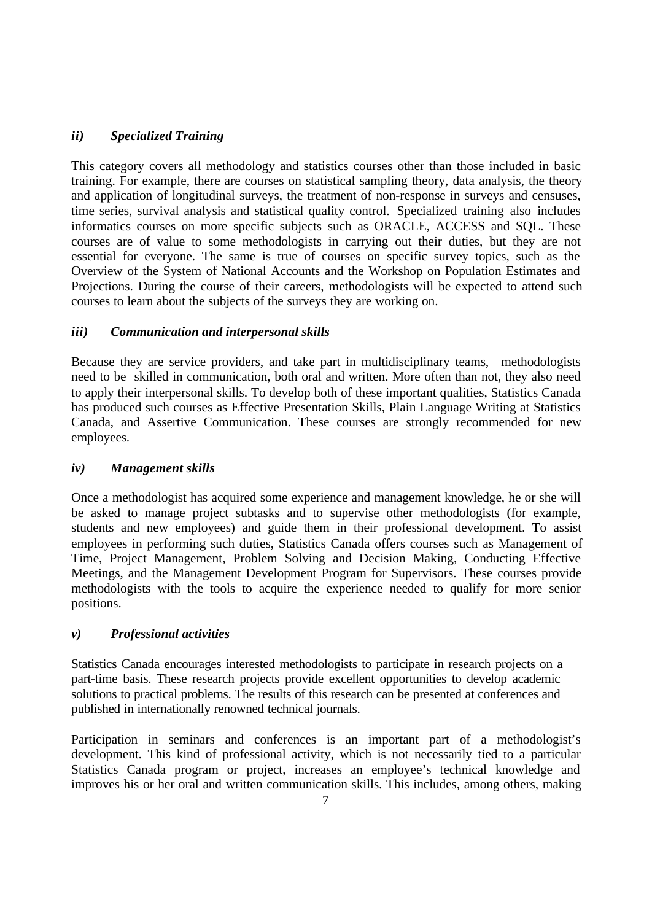### *ii) Specialized Training*

This category covers all methodology and statistics courses other than those included in basic training. For example, there are courses on statistical sampling theory, data analysis, the theory and application of longitudinal surveys, the treatment of non-response in surveys and censuses, time series, survival analysis and statistical quality control. Specialized training also includes informatics courses on more specific subjects such as ORACLE, ACCESS and SQL. These courses are of value to some methodologists in carrying out their duties, but they are not essential for everyone. The same is true of courses on specific survey topics, such as the Overview of the System of National Accounts and the Workshop on Population Estimates and Projections. During the course of their careers, methodologists will be expected to attend such courses to learn about the subjects of the surveys they are working on.

### *iii) Communication and interpersonal skills*

Because they are service providers, and take part in multidisciplinary teams, methodologists need to be skilled in communication, both oral and written. More often than not, they also need to apply their interpersonal skills. To develop both of these important qualities, Statistics Canada has produced such courses as Effective Presentation Skills, Plain Language Writing at Statistics Canada, and Assertive Communication. These courses are strongly recommended for new employees.

### *iv) Management skills*

Once a methodologist has acquired some experience and management knowledge, he or she will be asked to manage project subtasks and to supervise other methodologists (for example, students and new employees) and guide them in their professional development. To assist employees in performing such duties, Statistics Canada offers courses such as Management of Time, Project Management, Problem Solving and Decision Making, Conducting Effective Meetings, and the Management Development Program for Supervisors. These courses provide methodologists with the tools to acquire the experience needed to qualify for more senior positions.

### *v) Professional activities*

Statistics Canada encourages interested methodologists to participate in research projects on a part-time basis. These research projects provide excellent opportunities to develop academic solutions to practical problems. The results of this research can be presented at conferences and published in internationally renowned technical journals.

Participation in seminars and conferences is an important part of a methodologist's development. This kind of professional activity, which is not necessarily tied to a particular Statistics Canada program or project, increases an employee's technical knowledge and improves his or her oral and written communication skills. This includes, among others, making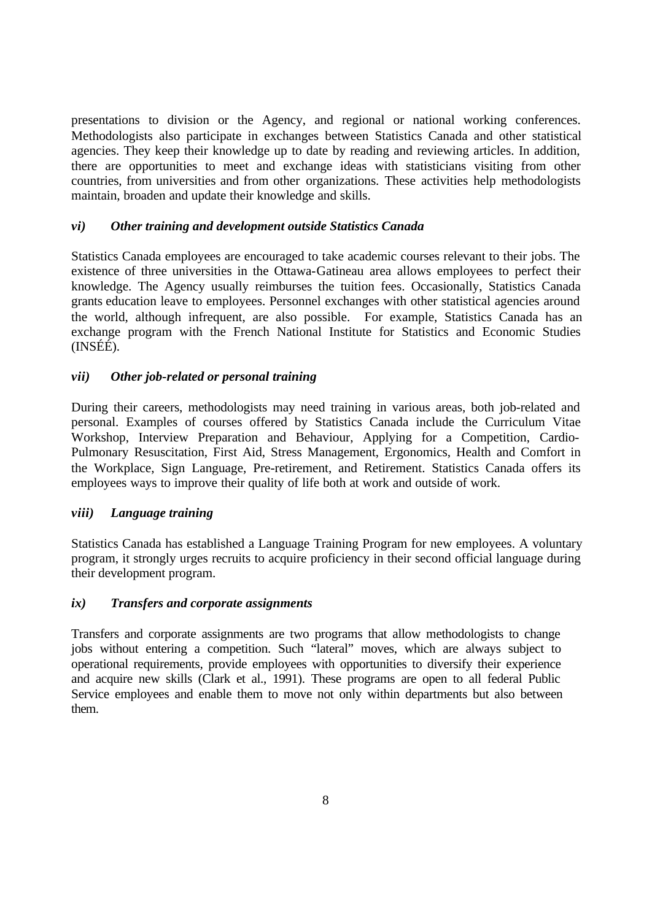presentations to division or the Agency, and regional or national working conferences. Methodologists also participate in exchanges between Statistics Canada and other statistical agencies. They keep their knowledge up to date by reading and reviewing articles. In addition, there are opportunities to meet and exchange ideas with statisticians visiting from other countries, from universities and from other organizations. These activities help methodologists maintain, broaden and update their knowledge and skills.

### *vi) Other training and development outside Statistics Canada*

Statistics Canada employees are encouraged to take academic courses relevant to their jobs. The existence of three universities in the Ottawa-Gatineau area allows employees to perfect their knowledge. The Agency usually reimburses the tuition fees. Occasionally, Statistics Canada grants education leave to employees. Personnel exchanges with other statistical agencies around the world, although infrequent, are also possible. For example, Statistics Canada has an exchange program with the French National Institute for Statistics and Economic Studies (INSÉÉ).

### *vii) Other job-related or personal training*

During their careers, methodologists may need training in various areas, both job-related and personal. Examples of courses offered by Statistics Canada include the Curriculum Vitae Workshop, Interview Preparation and Behaviour, Applying for a Competition, Cardio-Pulmonary Resuscitation, First Aid, Stress Management, Ergonomics, Health and Comfort in the Workplace, Sign Language, Pre-retirement, and Retirement. Statistics Canada offers its employees ways to improve their quality of life both at work and outside of work.

### *viii) Language training*

Statistics Canada has established a Language Training Program for new employees. A voluntary program, it strongly urges recruits to acquire proficiency in their second official language during their development program.

### *ix) Transfers and corporate assignments*

Transfers and corporate assignments are two programs that allow methodologists to change jobs without entering a competition. Such "lateral" moves, which are always subject to operational requirements, provide employees with opportunities to diversify their experience and acquire new skills (Clark et al., 1991). These programs are open to all federal Public Service employees and enable them to move not only within departments but also between them.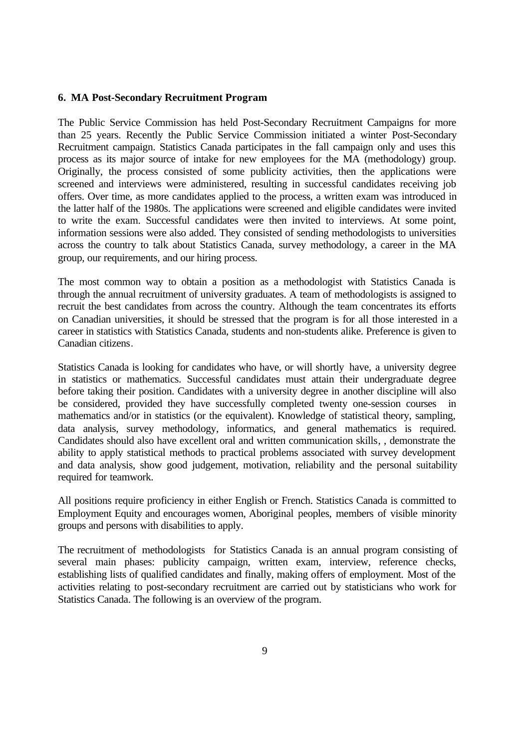## 6. MA Post-Secondary Recruitment Program

The Public Service Commission has held Post-Secondary Recruitment Campaigns for more than 25 years. Recently the Public Service Commission initiated a winter Post-Secondary Recruitment campaign. Statistics Canada participates in the fall campaign only and uses this process as its major source of intake for new employees for the MA (methodology) group. Originally, the process consisted of some publicity activities, then the applications were screened and interviews were administered, resulting in successful candidates receiving job offers. Over time, as more candidates applied to the process, a written exam was introduced in the latter half of the 1980s. The applications were screened and eligible candidates were invited to write the exam. Successful candidates were then invited to interviews. At some point, information sessions were also added. They consisted of sending methodologists to universities across the country to talk about Statistics Canada, survey methodology, a career in the MA group, our requirements, and our hiring process.

The most common way to obtain a position as a methodologist with Statistics Canada is through the annual recruitment of university graduates. A team of methodologists is assigned to recruit the best candidates from across the country. Although the team concentrates its efforts on Canadian universities, it should be stressed that the program is for all those interested in a career in statistics with Statistics Canada, students and non-students alike. Preference is given to Canadian citizens.

Statistics Canada is looking for candidates who have, or will shortly have, a university degree in statistics or mathematics. Successful candidates must attain their undergraduate degree before taking their position. Candidates with a university degree in another discipline will also be considered, provided they have successfully completed twenty one-session courses in mathematics and/or in statistics (or the equivalent). Knowledge of statistical theory, sampling, data analysis, survey methodology, informatics, and general mathematics is required. Candidates should also have excellent oral and written communication skills, , demonstrate the ability to apply statistical methods to practical problems associated with survey development and data analysis, show good judgement, motivation, reliability and the personal suitability required for teamwork.

All positions require proficiency in either English or French. Statistics Canada is committed to Employment Equity and encourages women, Aboriginal peoples, members of visible minority groups and persons with disabilities to apply.

The recruitment of methodologists for Statistics Canada is an annual program consisting of several main phases: publicity campaign, written exam, interview, reference checks, establishing lists of qualified candidates and finally, making offers of employment. Most of the activities relating to post-secondary recruitment are carried out by statisticians who work for Statistics Canada. The following is an overview of the program.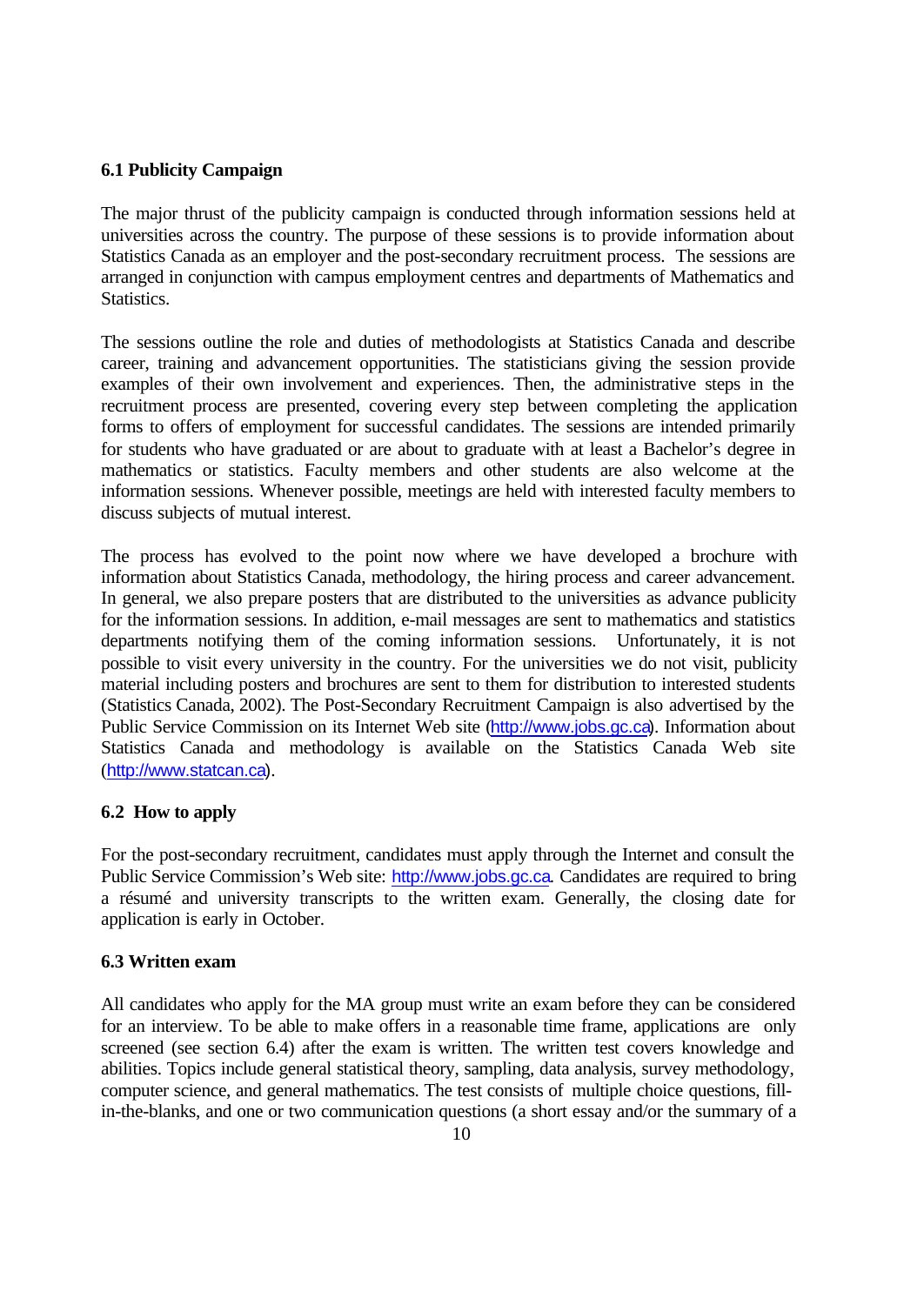### 6.1 Publicity Campaign

The major thrust of the publicity campaign is conducted through information sessions held at universities across the country. The purpose of these sessions is to provide information about Statistics Canada as an employer and the post-secondary recruitment process. The sessions are arranged in conjunction with campus employment centres and departments of Mathematics and Statistics.

The sessions outline the role and duties of methodologists at Statistics Canada and describe career, training and advancement opportunities. The statisticians giving the session provide examples of their own involvement and experiences. Then, the administrative steps in the recruitment process are presented, covering every step between completing the application forms to offers of employment for successful candidates. The sessions are intended primarily for students who have graduated or are about to graduate with at least a Bachelor's degree in mathematics or statistics. Faculty members and other students are also welcome at the information sessions. Whenever possible, meetings are held with interested faculty members to discuss subjects of mutual interest.

The process has evolved to the point now where we have developed a brochure with information about Statistics Canada, methodology, the hiring process and career advancement. In general, we also prepare posters that are distributed to the universities as advance publicity for the information sessions. In addition, e-mail messages are sent to mathematics and statistics departments notifying them of the coming information sessions. Unfortunately, it is not possible to visit every university in the country. For the universities we do not visit, publicity material including posters and brochures are sent to them for distribution to interested students (Statistics Canada, 2002). The Post-Secondary Recruitment Campaign is also advertised by the Public Service Commission on its Internet Web site (http://www.jobs.gc.ca). Information about Statistics Canada and methodology is available on the Statistics Canada Web site (http://www.statcan.ca).

### 6.2 How to apply

For the post-secondary recruitment, candidates must apply through the Internet and consult the Public Service Commission's Web site: http://www.jobs.gc.ca. Candidates are required to bring a résumé and university transcripts to the written exam. Generally, the closing date for application is early in October.

### 6.3 Written exam

All candidates who apply for the MA group must write an exam before they can be considered for an interview. To be able to make offers in a reasonable time frame, applications are only screened (see section 6.4) after the exam is written. The written test covers knowledge and abilities. Topics include general statistical theory, sampling, data analysis, survey methodology, computer science, and general mathematics. The test consists of multiple choice questions, fill-in-the-blanks, and one or two communication questions (a short essay and/or the summary of a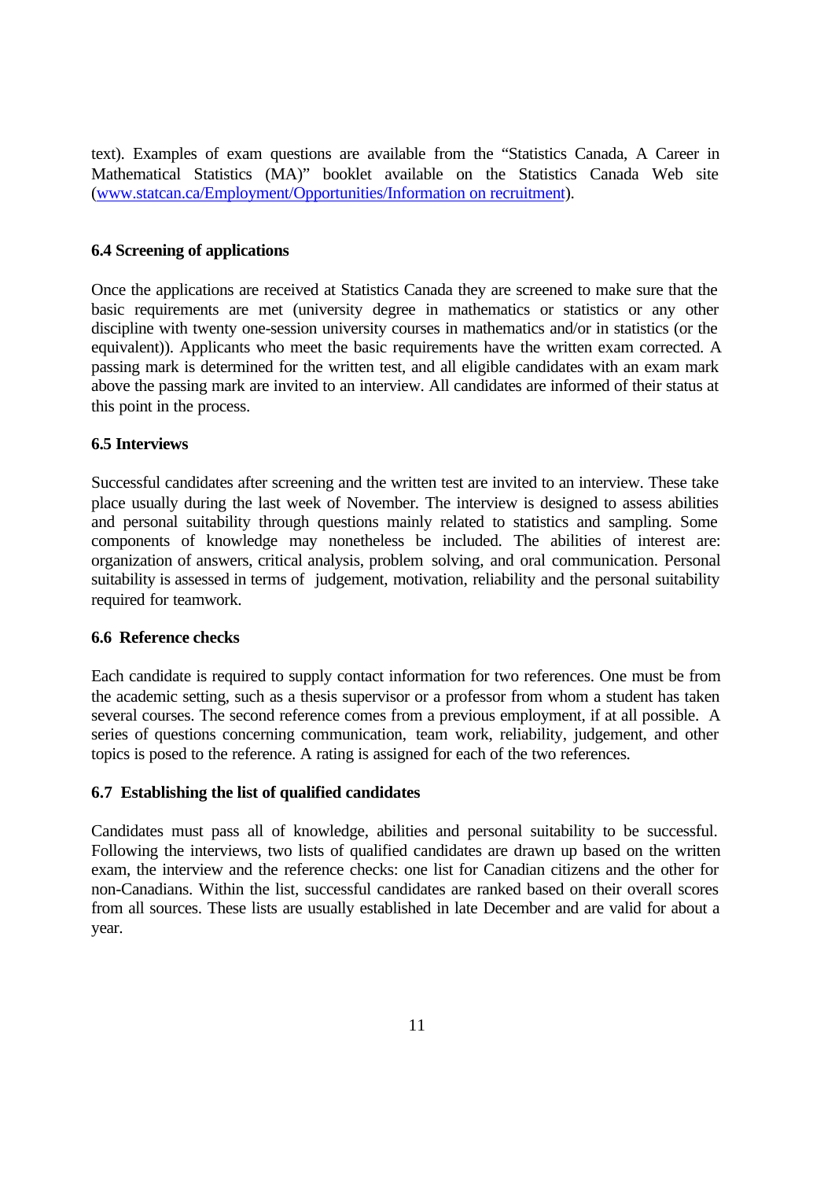text). Examples of exam questions are available from the "Statistics Canada, A Career in Mathematical Statistics (MA)" booklet available on the Statistics Canada Web site (www.statcan.ca/Employment/Opportunities/Information on recruitment).

### 6.4 Screening of applications

Once the applications are received at Statistics Canada they are screened to make sure that the basic requirements are met (university degree in mathematics or statistics or any other discipline with twenty one-session university courses in mathematics and/or in statistics (or the equivalent)). Applicants who meet the basic requirements have the written exam corrected. A passing mark is determined for the written test, and all eligible candidates with an exam mark above the passing mark are invited to an interview. All candidates are informed of their status at this point in the process.

### 6.5 Interviews

Successful candidates after screening and the written test are invited to an interview. These take place usually during the last week of November. The interview is designed to assess abilities and personal suitability through questions mainly related to statistics and sampling. Some components of knowledge may nonetheless be included. The abilities of interest are: organization of answers, critical analysis, problem solving, and oral communication. Personal suitability is assessed in terms of judgement, motivation, reliability and the personal suitability required for teamwork.

### 6.6 Reference checks

Each candidate is required to supply contact information for two references. One must be from the academic setting, such as a thesis supervisor or a professor from whom a student has taken several courses. The second reference comes from a previous employment, if at all possible. A series of questions concerning communication, team work, reliability, judgement, and other topics is posed to the reference. A rating is assigned for each of the two references.

### 6.7 Establishing the list of qualified candidates

Candidates must pass all of knowledge, abilities and personal suitability to be successful. Following the interviews, two lists of qualified candidates are drawn up based on the written exam, the interview and the reference checks: one list for Canadian citizens and the other for non-Canadians. Within the list, successful candidates are ranked based on their overall scores from all sources. These lists are usually established in late December and are valid for about a year.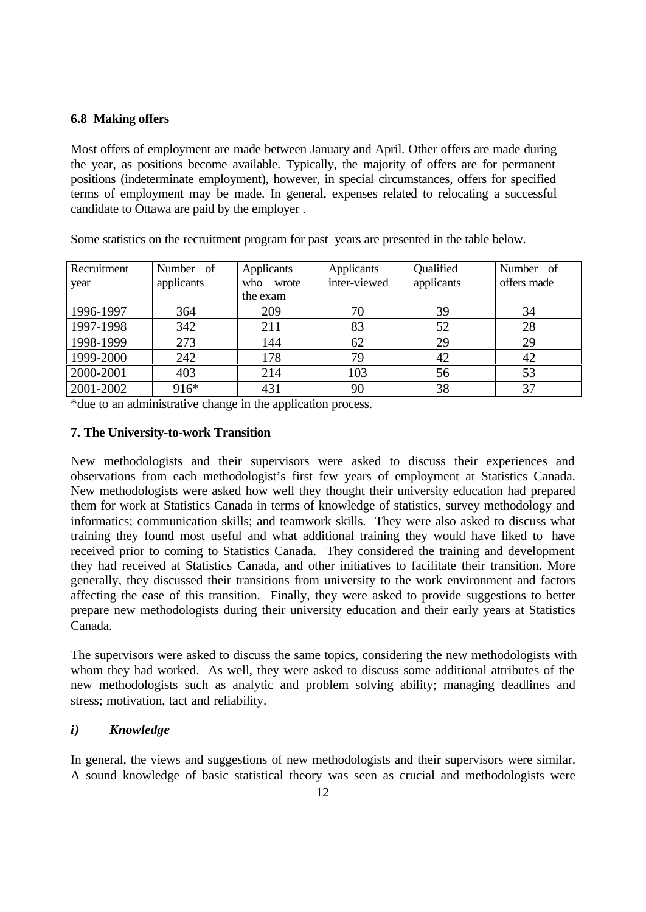### 6.8 Making offers

Most offers of employment are made between January and April. Other offers are made during the year, as positions become available. Typically, the majority of offers are for permanent positions (indeterminate employment), however, in special circumstances, offers for specified terms of employment may be made. In general, expenses related to relocating a successful candidate to Ottawa are paid by the employer .

Some statistics on the recruitment program for past years are presented in the table below.

| Recruitment year | Number of applicants | Applicants who wrote the exam | Applicants inter-viewed | Qualified applicants | Number of offers made |
|---|---|---|---|---|---|
| 1996-1997 | 364 | 209 | 70 | 39 | 34 |
| 1997-1998 | 342 | 211 | 83 | 52 | 28 |
| 1998-1999 | 273 | 144 | 62 | 29 | 29 |
| 1999-2000 | 242 | 178 | 79 | 42 | 42 |
| 2000-2001 | 403 | 214 | 103 | 56 | 53 |
| 2001-2002 | 916* | 431 | 90 | 38 | 37 |

*due to an administrative change in the application process.

## 7. The University-to-work Transition

New methodologists and their supervisors were asked to discuss their experiences and observations from each methodologist's first few years of employment at Statistics Canada. New methodologists were asked how well they thought their university education had prepared them for work at Statistics Canada in terms of knowledge of statistics, survey methodology and informatics; communication skills; and teamwork skills. They were also asked to discuss what training they found most useful and what additional training they would have liked to have received prior to coming to Statistics Canada. They considered the training and development they had received at Statistics Canada, and other initiatives to facilitate their transition. More generally, they discussed their transitions from university to the work environment and factors affecting the ease of this transition. Finally, they were asked to provide suggestions to better prepare new methodologists during their university education and their early years at Statistics Canada.

The supervisors were asked to discuss the same topics, considering the new methodologists with whom they had worked. As well, they were asked to discuss some additional attributes of the new methodologists such as analytic and problem solving ability; managing deadlines and stress; motivation, tact and reliability.

### *i) Knowledge*

In general, the views and suggestions of new methodologists and their supervisors were similar. A sound knowledge of basic statistical theory was seen as crucial and methodologists were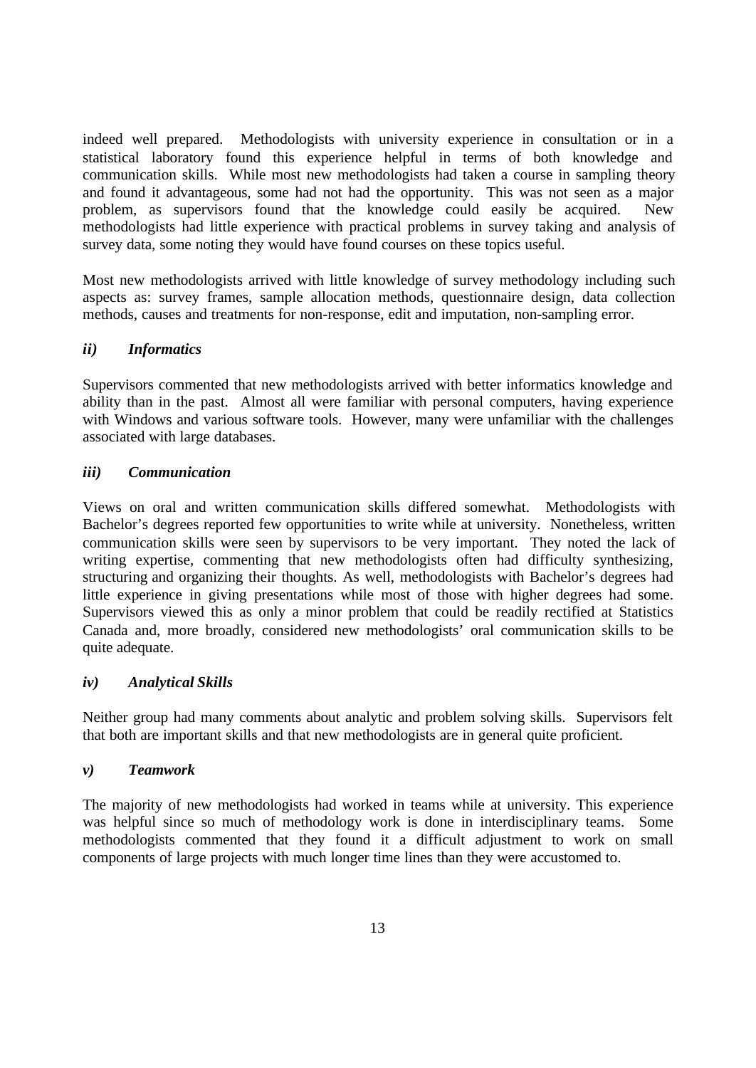indeed well prepared. Methodologists with university experience in consultation or in a statistical laboratory found this experience helpful in terms of both knowledge and communication skills. While most new methodologists had taken a course in sampling theory and found it advantageous, some had not had the opportunity. This was not seen as a major problem, as supervisors found that the knowledge could easily be acquired. New methodologists had little experience with practical problems in survey taking and analysis of survey data, some noting they would have found courses on these topics useful.

Most new methodologists arrived with little knowledge of survey methodology including such aspects as: survey frames, sample allocation methods, questionnaire design, data collection methods, causes and treatments for non-response, edit and imputation, non-sampling error.

### *ii) Informatics*

Supervisors commented that new methodologists arrived with better informatics knowledge and ability than in the past. Almost all were familiar with personal computers, having experience with Windows and various software tools. However, many were unfamiliar with the challenges associated with large databases.

### *iii) Communication*

Views on oral and written communication skills differed somewhat. Methodologists with Bachelor's degrees reported few opportunities to write while at university. Nonetheless, written communication skills were seen by supervisors to be very important. They noted the lack of writing expertise, commenting that new methodologists often had difficulty synthesizing, structuring and organizing their thoughts. As well, methodologists with Bachelor's degrees had little experience in giving presentations while most of those with higher degrees had some. Supervisors viewed this as only a minor problem that could be readily rectified at Statistics Canada and, more broadly, considered new methodologists' oral communication skills to be quite adequate.

### *iv) Analytical Skills*

Neither group had many comments about analytic and problem solving skills. Supervisors felt that both are important skills and that new methodologists are in general quite proficient.

### *v) Teamwork*

The majority of new methodologists had worked in teams while at university. This experience was helpful since so much of methodology work is done in interdisciplinary teams. Some methodologists commented that they found it a difficult adjustment to work on small components of large projects with much longer time lines than they were accustomed to.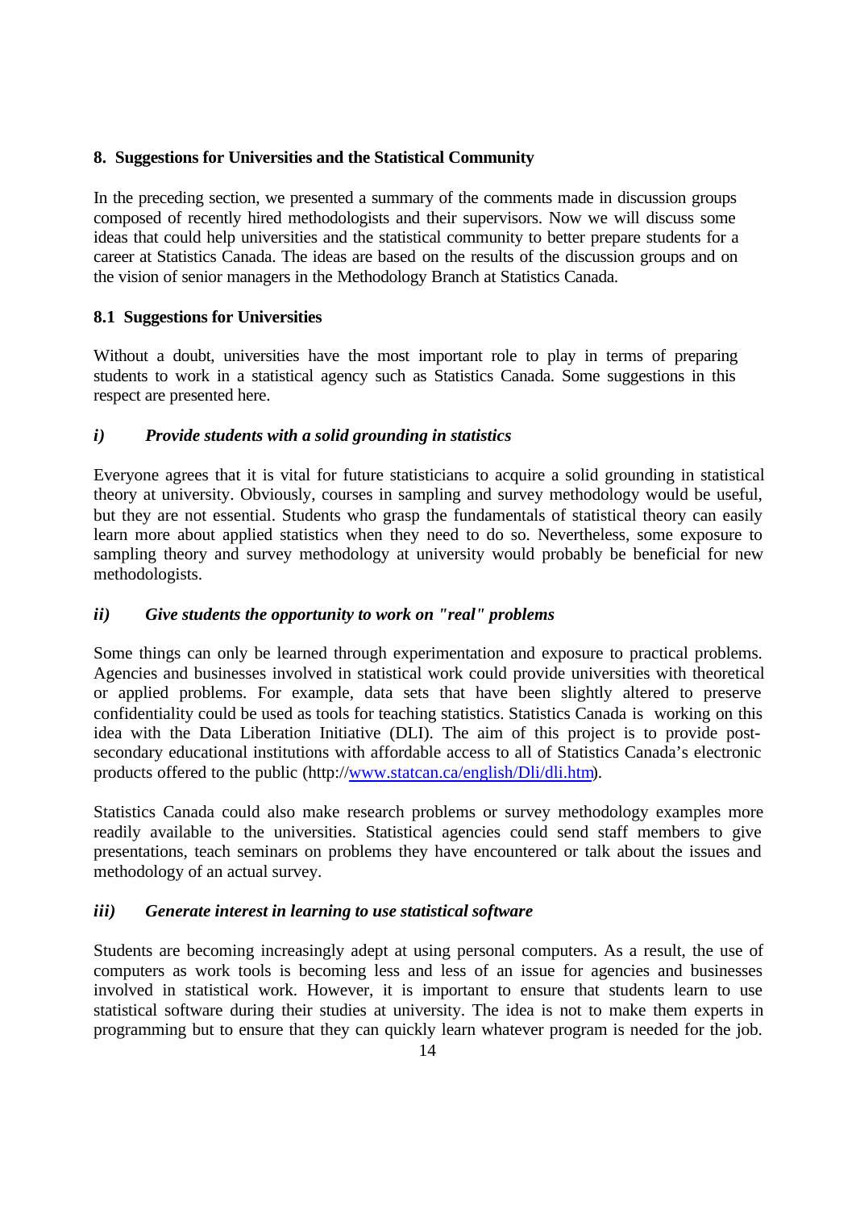## 8. Suggestions for Universities and the Statistical Community

In the preceding section, we presented a summary of the comments made in discussion groups composed of recently hired methodologists and their supervisors. Now we will discuss some ideas that could help universities and the statistical community to better prepare students for a career at Statistics Canada. The ideas are based on the results of the discussion groups and on the vision of senior managers in the Methodology Branch at Statistics Canada.

### 8.1 Suggestions for Universities

Without a doubt, universities have the most important role to play in terms of preparing students to work in a statistical agency such as Statistics Canada. Some suggestions in this respect are presented here.

#### *i) Provide students with a solid grounding in statistics*

Everyone agrees that it is vital for future statisticians to acquire a solid grounding in statistical theory at university. Obviously, courses in sampling and survey methodology would be useful, but they are not essential. Students who grasp the fundamentals of statistical theory can easily learn more about applied statistics when they need to do so. Nevertheless, some exposure to sampling theory and survey methodology at university would probably be beneficial for new methodologists.

#### *ii) Give students the opportunity to work on "real" problems*

Some things can only be learned through experimentation and exposure to practical problems. Agencies and businesses involved in statistical work could provide universities with theoretical or applied problems. For example, data sets that have been slightly altered to preserve confidentiality could be used as tools for teaching statistics. Statistics Canada is working on this idea with the Data Liberation Initiative (DLI). The aim of this project is to provide post-secondary educational institutions with affordable access to all of Statistics Canada's electronic products offered to the public (http://www.statcan.ca/english/Dli/dli.htm).

Statistics Canada could also make research problems or survey methodology examples more readily available to the universities. Statistical agencies could send staff members to give presentations, teach seminars on problems they have encountered or talk about the issues and methodology of an actual survey.

#### *iii) Generate interest in learning to use statistical software*

Students are becoming increasingly adept at using personal computers. As a result, the use of computers as work tools is becoming less and less of an issue for agencies and businesses involved in statistical work. However, it is important to ensure that students learn to use statistical software during their studies at university. The idea is not to make them experts in programming but to ensure that they can quickly learn whatever program is needed for the job.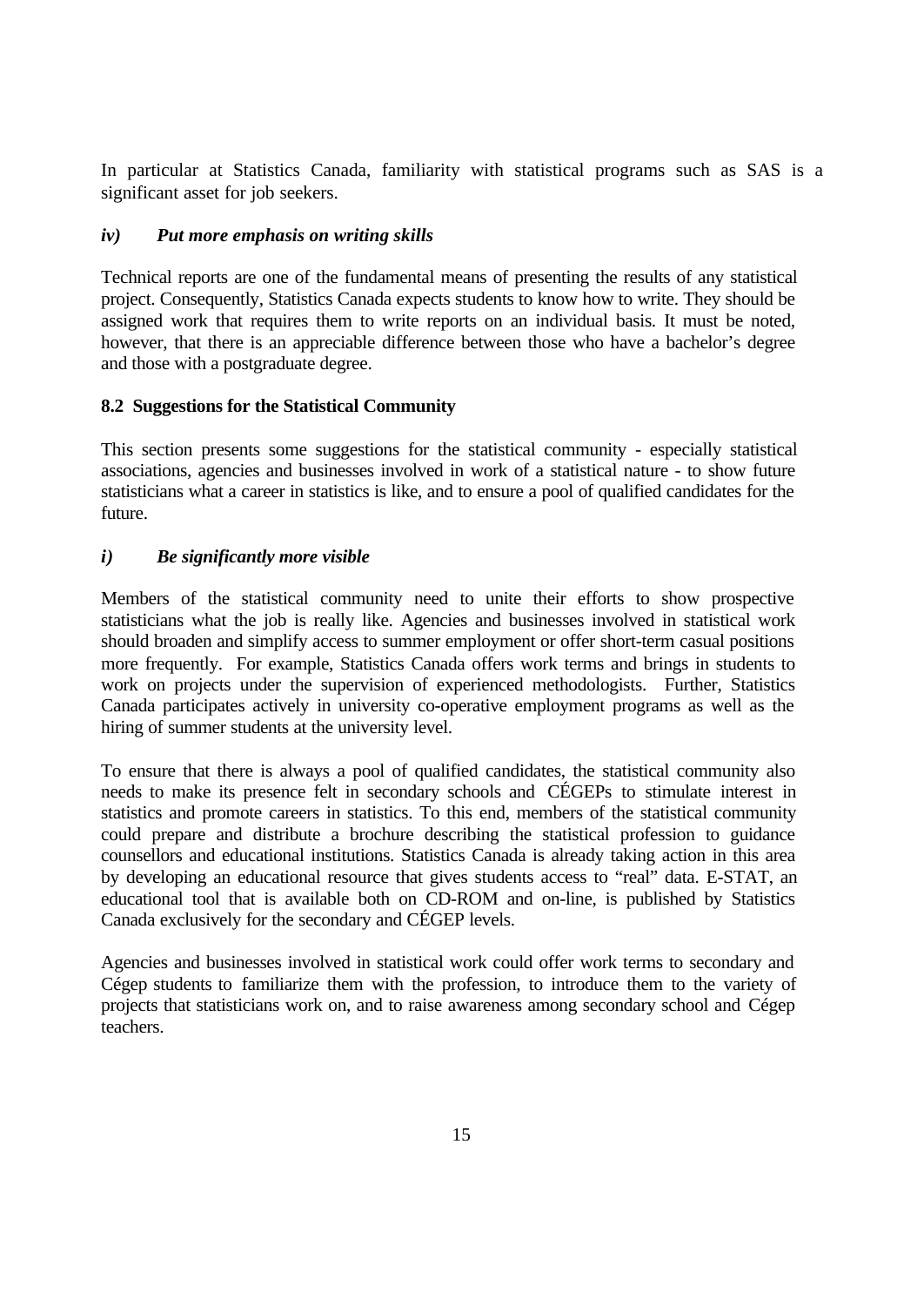In particular at Statistics Canada, familiarity with statistical programs such as SAS is a significant asset for job seekers.

### *iv) Put more emphasis on writing skills*

Technical reports are one of the fundamental means of presenting the results of any statistical project. Consequently, Statistics Canada expects students to know how to write. They should be assigned work that requires them to write reports on an individual basis. It must be noted, however, that there is an appreciable difference between those who have a bachelor's degree and those with a postgraduate degree.

## 8.2 Suggestions for the Statistical Community

This section presents some suggestions for the statistical community - especially statistical associations, agencies and businesses involved in work of a statistical nature - to show future statisticians what a career in statistics is like, and to ensure a pool of qualified candidates for the future.

### *i) Be significantly more visible*

Members of the statistical community need to unite their efforts to show prospective statisticians what the job is really like. Agencies and businesses involved in statistical work should broaden and simplify access to summer employment or offer short-term casual positions more frequently. For example, Statistics Canada offers work terms and brings in students to work on projects under the supervision of experienced methodologists. Further, Statistics Canada participates actively in university co-operative employment programs as well as the hiring of summer students at the university level.

To ensure that there is always a pool of qualified candidates, the statistical community also needs to make its presence felt in secondary schools and CÉGEPs to stimulate interest in statistics and promote careers in statistics. To this end, members of the statistical community could prepare and distribute a brochure describing the statistical profession to guidance counsellors and educational institutions. Statistics Canada is already taking action in this area by developing an educational resource that gives students access to "real" data. E-STAT, an educational tool that is available both on CD-ROM and on-line, is published by Statistics Canada exclusively for the secondary and CÉGEP levels.

Agencies and businesses involved in statistical work could offer work terms to secondary and Cégep students to familiarize them with the profession, to introduce them to the variety of projects that statisticians work on, and to raise awareness among secondary school and Cégep teachers.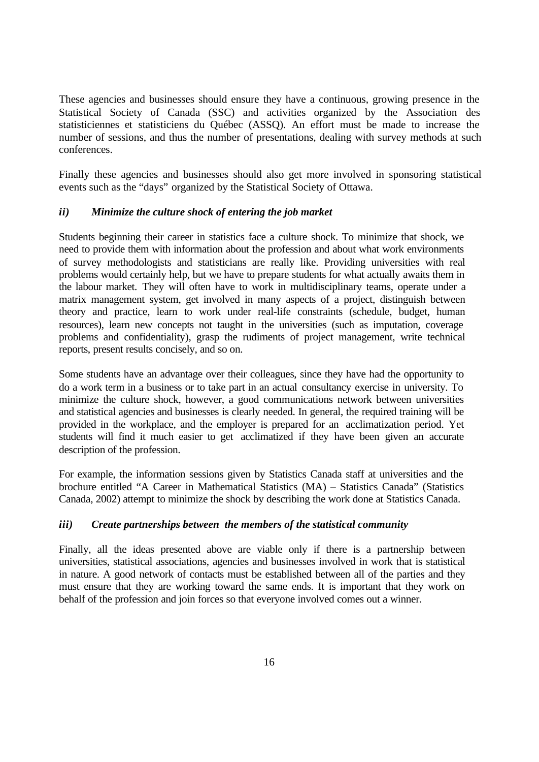These agencies and businesses should ensure they have a continuous, growing presence in the Statistical Society of Canada (SSC) and activities organized by the Association des statisticiennes et statisticiens du Québec (ASSQ). An effort must be made to increase the number of sessions, and thus the number of presentations, dealing with survey methods at such conferences.

Finally these agencies and businesses should also get more involved in sponsoring statistical events such as the "days" organized by the Statistical Society of Ottawa.

### *ii) Minimize the culture shock of entering the job market*

Students beginning their career in statistics face a culture shock. To minimize that shock, we need to provide them with information about the profession and about what work environments of survey methodologists and statisticians are really like. Providing universities with real problems would certainly help, but we have to prepare students for what actually awaits them in the labour market. They will often have to work in multidisciplinary teams, operate under a matrix management system, get involved in many aspects of a project, distinguish between theory and practice, learn to work under real-life constraints (schedule, budget, human resources), learn new concepts not taught in the universities (such as imputation, coverage problems and confidentiality), grasp the rudiments of project management, write technical reports, present results concisely, and so on.

Some students have an advantage over their colleagues, since they have had the opportunity to do a work term in a business or to take part in an actual consultancy exercise in university. To minimize the culture shock, however, a good communications network between universities and statistical agencies and businesses is clearly needed. In general, the required training will be provided in the workplace, and the employer is prepared for an acclimatization period. Yet students will find it much easier to get acclimatized if they have been given an accurate description of the profession.

For example, the information sessions given by Statistics Canada staff at universities and the brochure entitled "A Career in Mathematical Statistics (MA) – Statistics Canada" (Statistics Canada, 2002) attempt to minimize the shock by describing the work done at Statistics Canada.

### *iii) Create partnerships between the members of the statistical community*

Finally, all the ideas presented above are viable only if there is a partnership between universities, statistical associations, agencies and businesses involved in work that is statistical in nature. A good network of contacts must be established between all of the parties and they must ensure that they are working toward the same ends. It is important that they work on behalf of the profession and join forces so that everyone involved comes out a winner.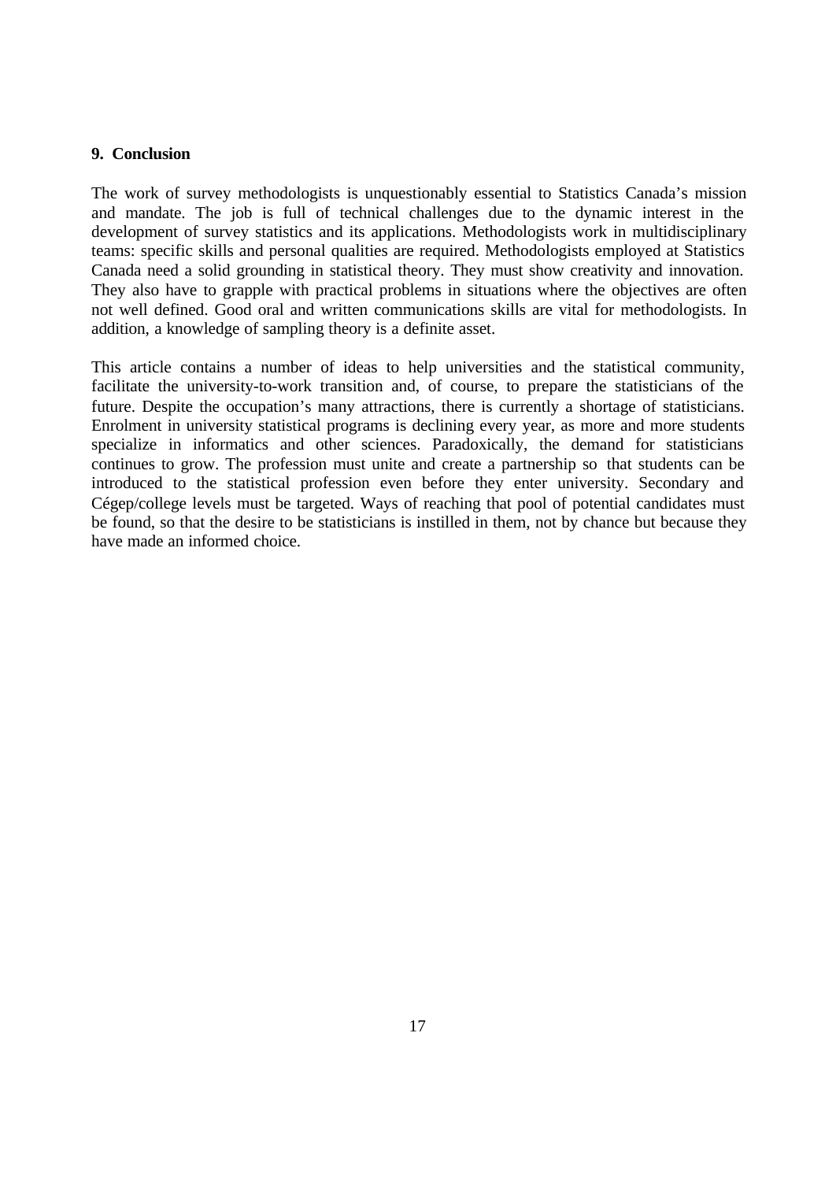## 9. Conclusion

The work of survey methodologists is unquestionably essential to Statistics Canada's mission and mandate. The job is full of technical challenges due to the dynamic interest in the development of survey statistics and its applications. Methodologists work in multidisciplinary teams: specific skills and personal qualities are required. Methodologists employed at Statistics Canada need a solid grounding in statistical theory. They must show creativity and innovation. They also have to grapple with practical problems in situations where the objectives are often not well defined. Good oral and written communications skills are vital for methodologists. In addition, a knowledge of sampling theory is a definite asset.

This article contains a number of ideas to help universities and the statistical community, facilitate the university-to-work transition and, of course, to prepare the statisticians of the future. Despite the occupation's many attractions, there is currently a shortage of statisticians. Enrolment in university statistical programs is declining every year, as more and more students specialize in informatics and other sciences. Paradoxically, the demand for statisticians continues to grow. The profession must unite and create a partnership so that students can be introduced to the statistical profession even before they enter university. Secondary and Cégep/college levels must be targeted. Ways of reaching that pool of potential candidates must be found, so that the desire to be statisticians is instilled in them, not by chance but because they have made an informed choice.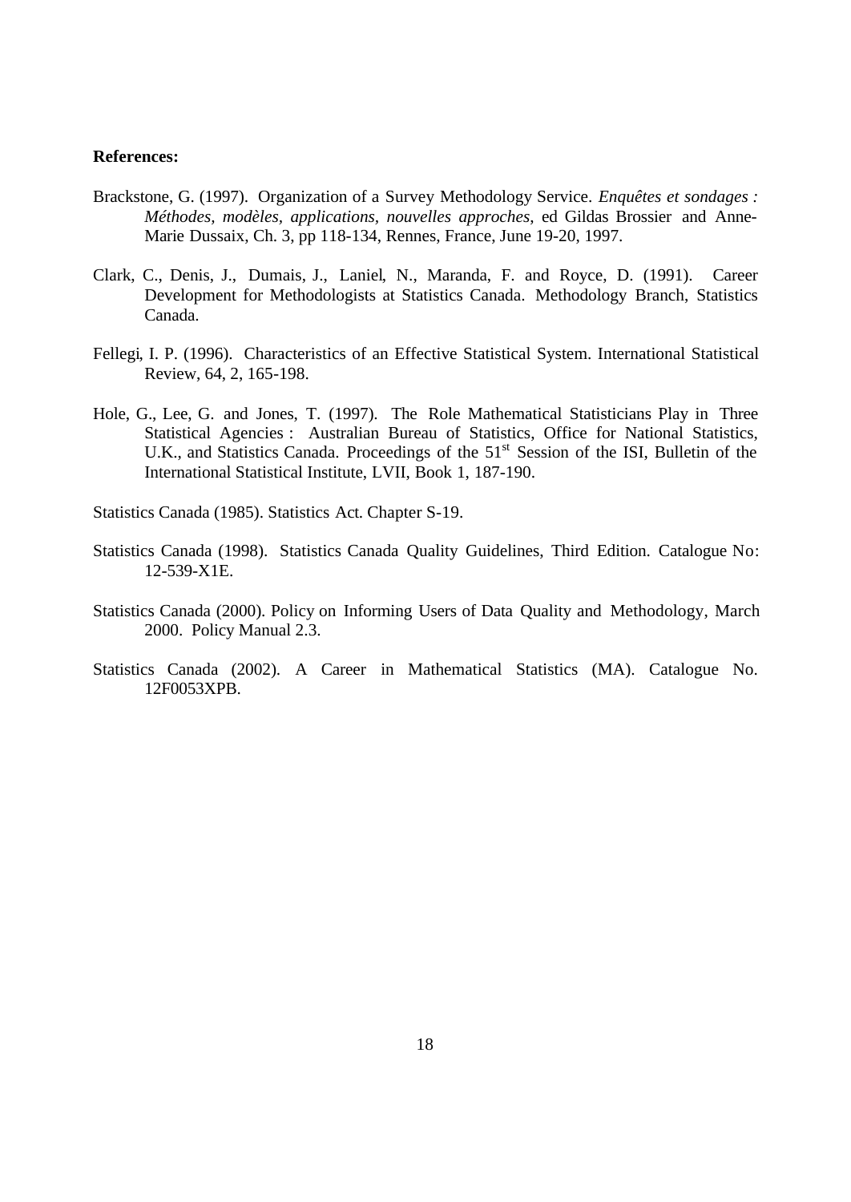**References:**

Brackstone, G. (1997). Organization of a Survey Methodology Service. *Enquêtes et sondages : Méthodes, modèles, applications, nouvelles approches*, ed Gildas Brossier and Anne-Marie Dussaix, Ch. 3, pp 118-134, Rennes, France, June 19-20, 1997.

Clark, C., Denis, J., Dumais, J., Laniel, N., Maranda, F. and Royce, D. (1991). Career Development for Methodologists at Statistics Canada. Methodology Branch, Statistics Canada.

Fellegi, I. P. (1996). Characteristics of an Effective Statistical System. International Statistical Review, 64, 2, 165-198.

Hole, G., Lee, G. and Jones, T. (1997). The Role Mathematical Statisticians Play in Three Statistical Agencies : Australian Bureau of Statistics, Office for National Statistics, U.K., and Statistics Canada. Proceedings of the 51st Session of the ISI, Bulletin of the International Statistical Institute, LVII, Book 1, 187-190.

Statistics Canada (1985). Statistics Act. Chapter S-19.

Statistics Canada (1998). Statistics Canada Quality Guidelines, Third Edition. Catalogue No: 12-539-X1E.

Statistics Canada (2000). Policy on Informing Users of Data Quality and Methodology, March 2000. Policy Manual 2.3.

Statistics Canada (2002). A Career in Mathematical Statistics (MA). Catalogue No. 12F0053XPB.